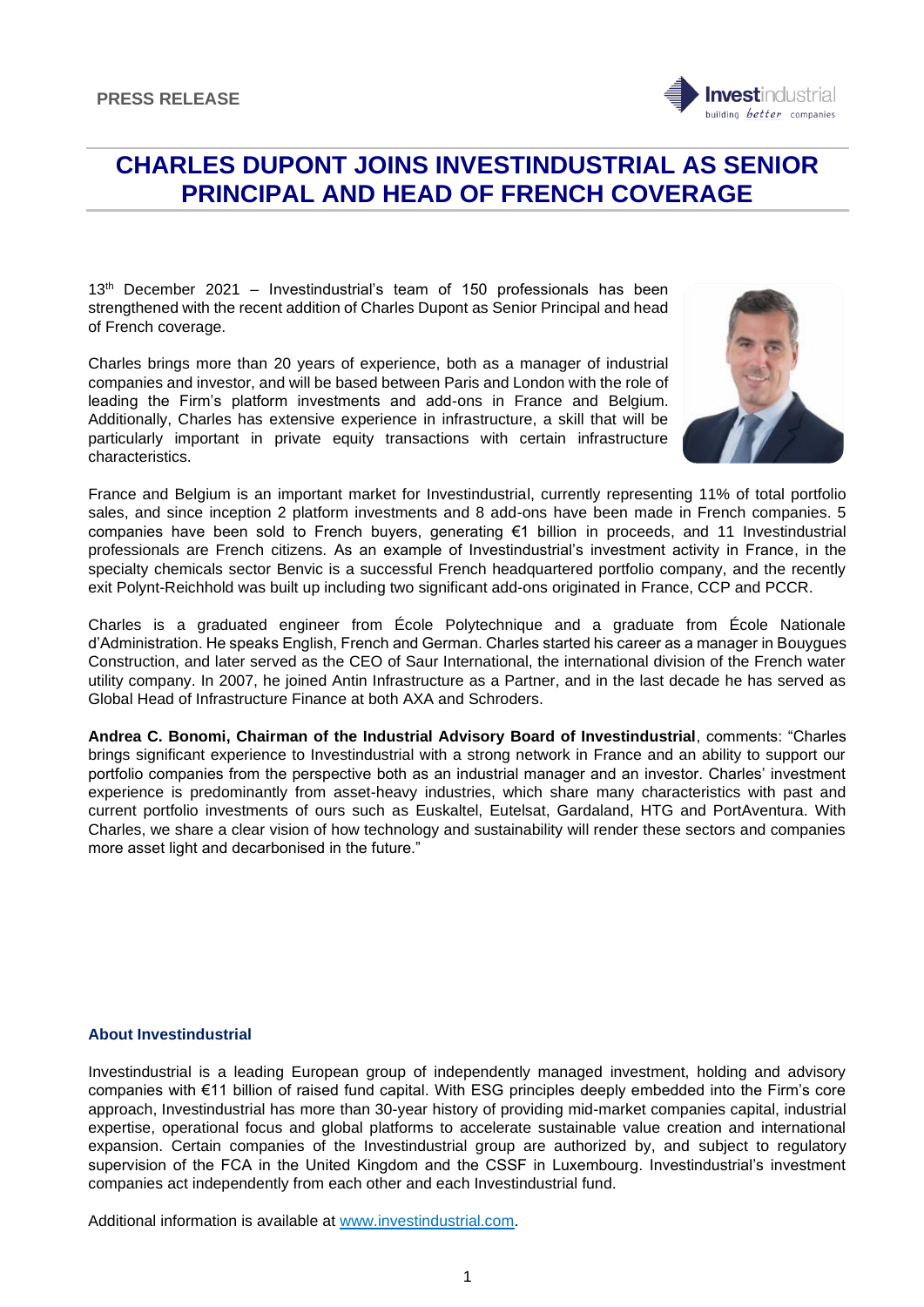PRESS RELEASE

# CHARLES DUPONT JOINS INVESTINDUSTRIAL AS SENIOR PRINCIPAL AND HEAD OF FRENCH COVERAGE

13th December 2021 – Investindustrial's team of 150 professionals has been strengthened with the recent addition of Charles Dupont as Senior Principal and head of French coverage.

Charles brings more than 20 years of experience, both as a manager of industrial companies and investor, and will be based between Paris and London with the role of leading the Firm's platform investments and add-ons in France and Belgium. Additionally, Charles has extensive experience in infrastructure, a skill that will be particularly important in private equity transactions with certain infrastructure characteristics.

France and Belgium is an important market for Investindustrial, currently representing 11% of total portfolio sales, and since inception 2 platform investments and 8 add-ons have been made in French companies. 5 companies have been sold to French buyers, generating €1 billion in proceeds, and 11 Investindustrial professionals are French citizens. As an example of Investindustrial's investment activity in France, in the specialty chemicals sector Benvic is a successful French headquartered portfolio company, and the recently exit Polynt-Reichhold was built up including two significant add-ons originated in France, CCP and PCCR.

Charles is a graduated engineer from École Polytechnique and a graduate from École Nationale d'Administration. He speaks English, French and German. Charles started his career as a manager in Bouygues Construction, and later served as the CEO of Saur International, the international division of the French water utility company. In 2007, he joined Antin Infrastructure as a Partner, and in the last decade he has served as Global Head of Infrastructure Finance at both AXA and Schroders.

**Andrea C. Bonomi, Chairman of the Industrial Advisory Board of Investindustrial**, comments: "Charles brings significant experience to Investindustrial with a strong network in France and an ability to support our portfolio companies from the perspective both as an industrial manager and an investor. Charles' investment experience is predominantly from asset-heavy industries, which share many characteristics with past and current portfolio investments of ours such as Euskaltel, Eutelsat, Gardaland, HTG and PortAventura. With Charles, we share a clear vision of how technology and sustainability will render these sectors and companies more asset light and decarbonised in the future."

## About Investindustrial

Investindustrial is a leading European group of independently managed investment, holding and advisory companies with €11 billion of raised fund capital. With ESG principles deeply embedded into the Firm's core approach, Investindustrial has more than 30-year history of providing mid-market companies capital, industrial expertise, operational focus and global platforms to accelerate sustainable value creation and international expansion. Certain companies of the Investindustrial group are authorized by, and subject to regulatory supervision of the FCA in the United Kingdom and the CSSF in Luxembourg. Investindustrial's investment companies act independently from each other and each Investindustrial fund.

Additional information is available at [www.investindustrial.com](www.investindustrial.com).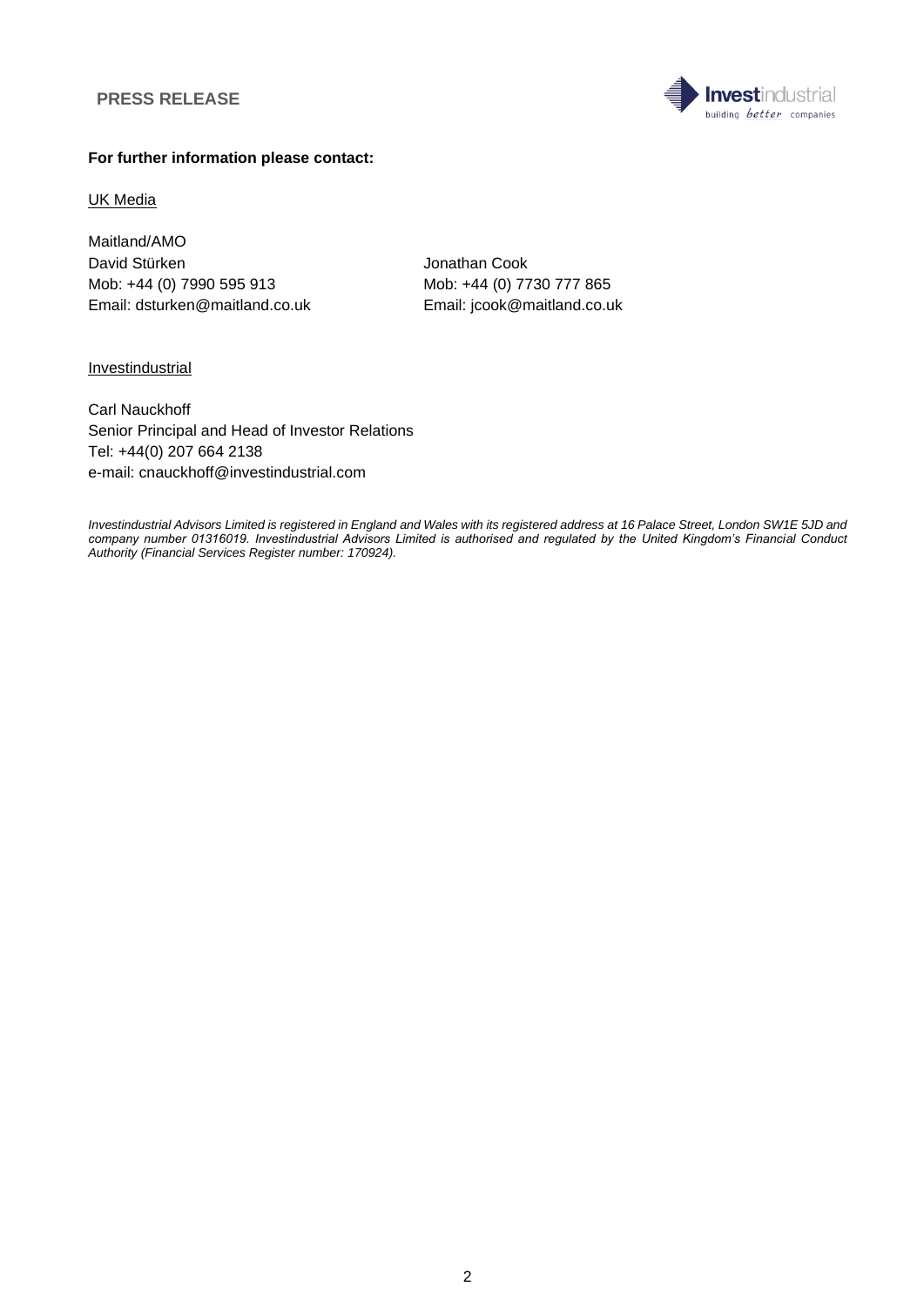**For further information please contact:**

UK Media

Maitland/AMO

David Stürken  
Mob: +44 (0) 7990 595 913  
Email: dsturken@maitland.co.uk

Jonathan Cook  
Mob: +44 (0) 7730 777 865  
Email: jcook@maitland.co.uk

Investindustrial

Carl Nauckhoff  
Senior Principal and Head of Investor Relations  
Tel: +44(0) 207 664 2138  
e-mail: cnauckhoff@investindustrial.com

*Investindustrial Advisors Limited is registered in England and Wales with its registered address at 16 Palace Street, London SW1E 5JD and company number 01316019. Investindustrial Advisors Limited is authorised and regulated by the United Kingdom's Financial Conduct Authority (Financial Services Register number: 170924).*